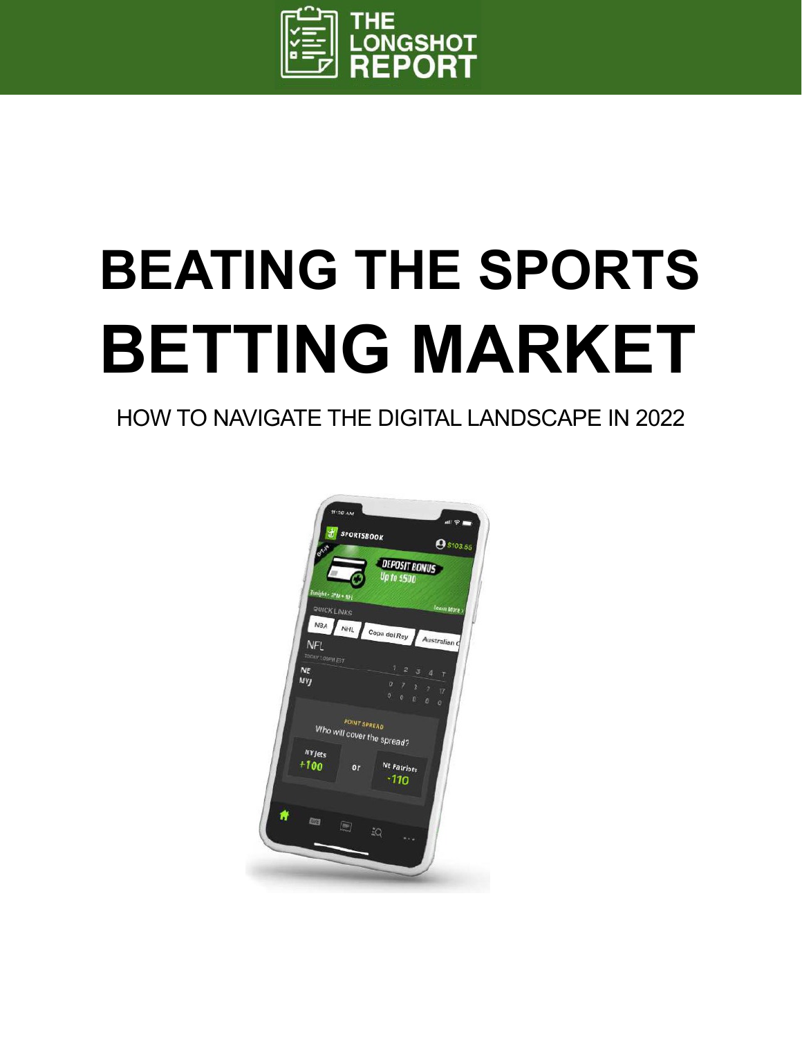THE LONGSHOT REPORT

# BEATING THE SPORTS BETTING MARKET

HOW TO NAVIGATE THE DIGITAL LANDSCAPE IN 2022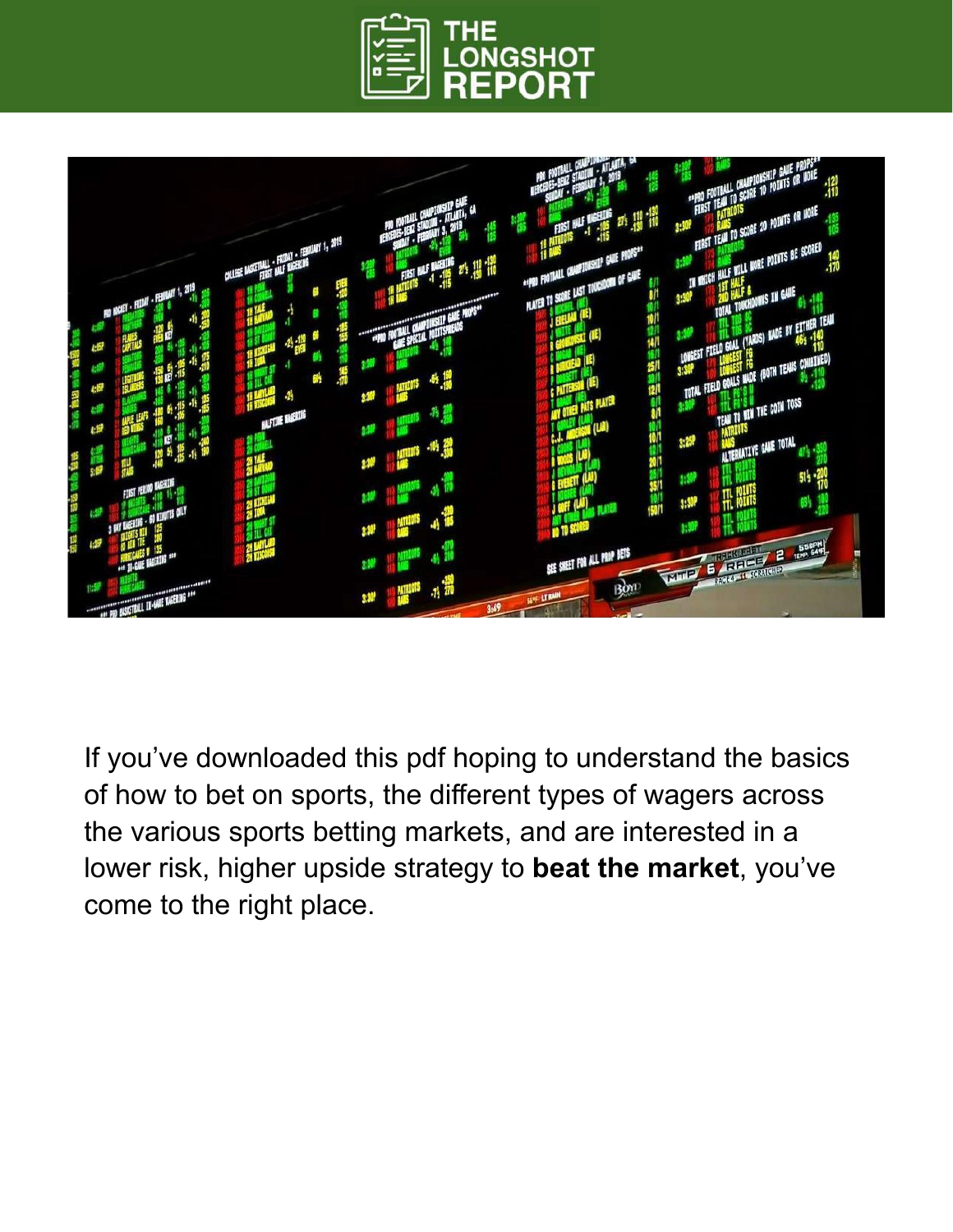If you've downloaded this pdf hoping to understand the basics of how to bet on sports, the different types of wagers across the various sports betting markets, and are interested in a lower risk, higher upside strategy to **beat the market**, you've come to the right place.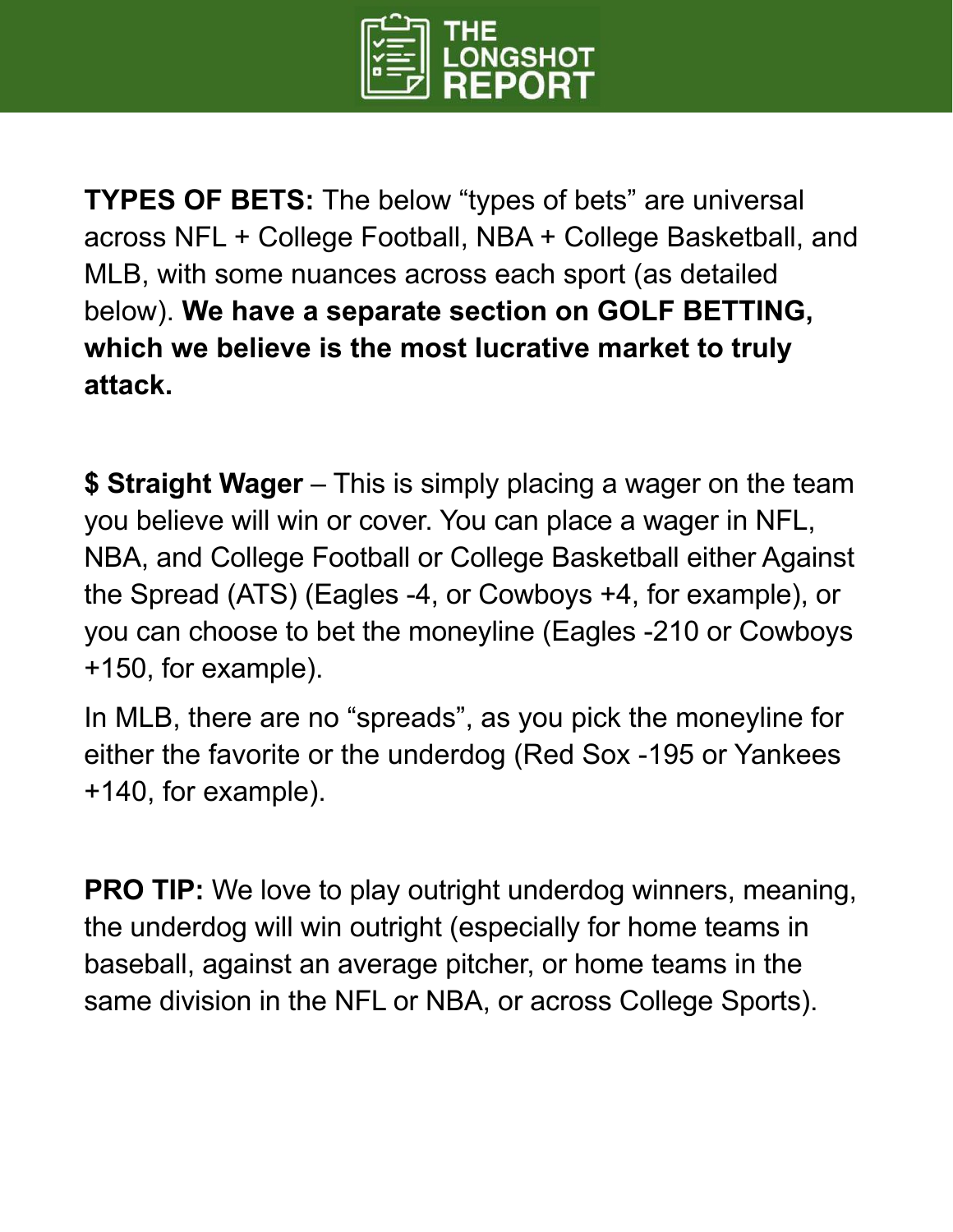**TYPES OF BETS:** The below “types of bets” are universal across NFL + College Football, NBA + College Basketball, and MLB, with some nuances across each sport (as detailed below). **We have a separate section on GOLF BETTING, which we believe is the most lucrative market to truly attack.**

**$ Straight Wager** – This is simply placing a wager on the team you believe will win or cover. You can place a wager in NFL, NBA, and College Football or College Basketball either Against the Spread (ATS) (Eagles -4, or Cowboys +4, for example), or you can choose to bet the moneyline (Eagles -210 or Cowboys +150, for example).

In MLB, there are no “spreads”, as you pick the moneyline for either the favorite or the underdog (Red Sox -195 or Yankees +140, for example).

**PRO TIP:** We love to play outright underdog winners, meaning, the underdog will win outright (especially for home teams in baseball, against an average pitcher, or home teams in the same division in the NFL or NBA, or across College Sports).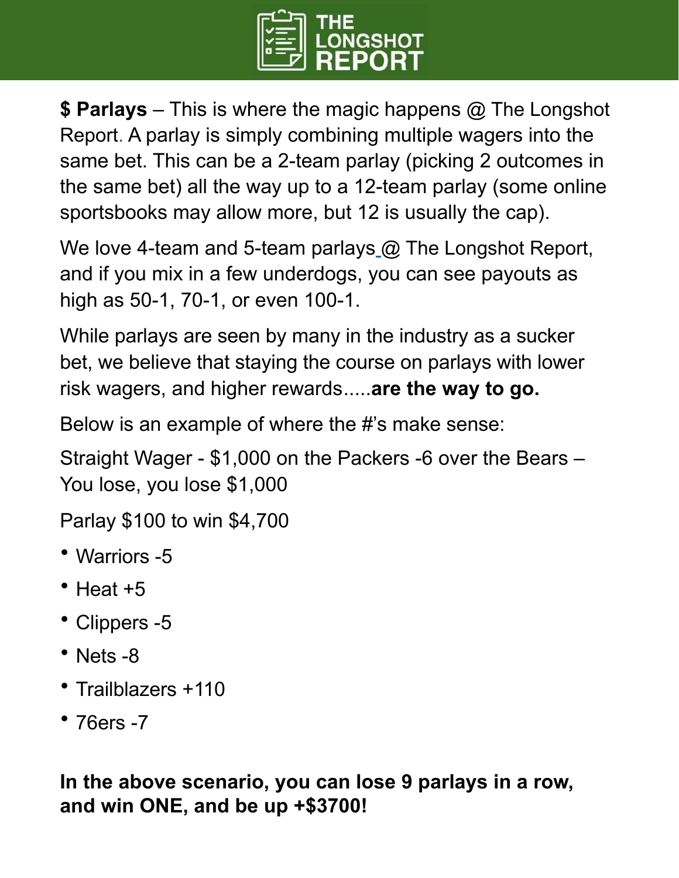**$ Parlays** – This is where the magic happens @ The Longshot Report. A parlay is simply combining multiple wagers into the same bet. This can be a 2-team parlay (picking 2 outcomes in the same bet) all the way up to a 12-team parlay (some online sportsbooks may allow more, but 12 is usually the cap).

We love 4-team and 5-team parlays @ The Longshot Report, and if you mix in a few underdogs, you can see payouts as high as 50-1, 70-1, or even 100-1.

While parlays are seen by many in the industry as a sucker bet, we believe that staying the course on parlays with lower risk wagers, and higher rewards.....**are the way to go.**

Below is an example of where the #'s make sense:

Straight Wager - $1,000 on the Packers -6 over the Bears – You lose, you lose $1,000

Parlay $100 to win $4,700

- Warriors -5
- Heat +5
- Clippers -5
- Nets -8
- Trailblazers +110
- 76ers -7

**In the above scenario, you can lose 9 parlays in a row, and win ONE, and be up +$3700!**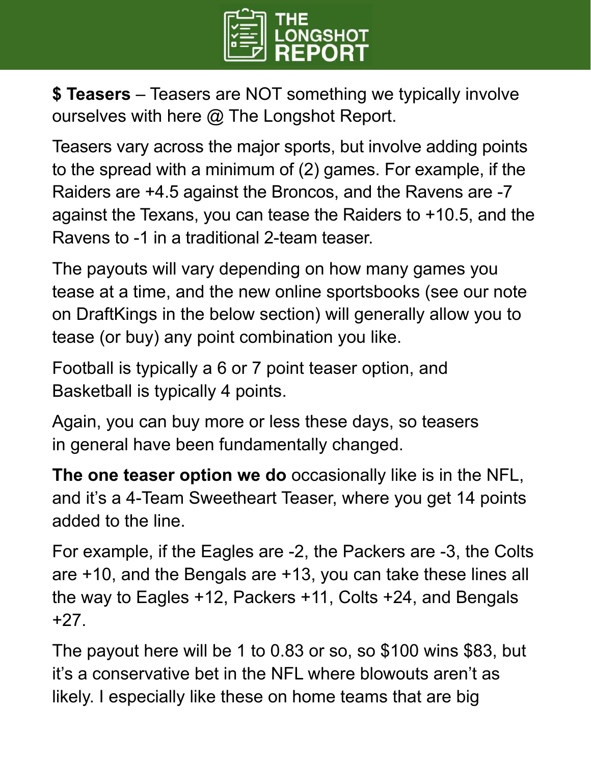**$ Teasers** – Teasers are NOT something we typically involve ourselves with here @ The Longshot Report.

Teasers vary across the major sports, but involve adding points to the spread with a minimum of (2) games. For example, if the Raiders are +4.5 against the Broncos, and the Ravens are -7 against the Texans, you can tease the Raiders to +10.5, and the Ravens to -1 in a traditional 2-team teaser.

The payouts will vary depending on how many games you tease at a time, and the new online sportsbooks (see our note on DraftKings in the below section) will generally allow you to tease (or buy) any point combination you like.

Football is typically a 6 or 7 point teaser option, and Basketball is typically 4 points.

Again, you can buy more or less these days, so teasers in general have been fundamentally changed.

**The one teaser option we do** occasionally like is in the NFL, and it's a 4-Team Sweetheart Teaser, where you get 14 points added to the line.

For example, if the Eagles are -2, the Packers are -3, the Colts are +10, and the Bengals are +13, you can take these lines all the way to Eagles +12, Packers +11, Colts +24, and Bengals +27.

The payout here will be 1 to 0.83 or so, so $100 wins $83, but it's a conservative bet in the NFL where blowouts aren't as likely. I especially like these on home teams that are big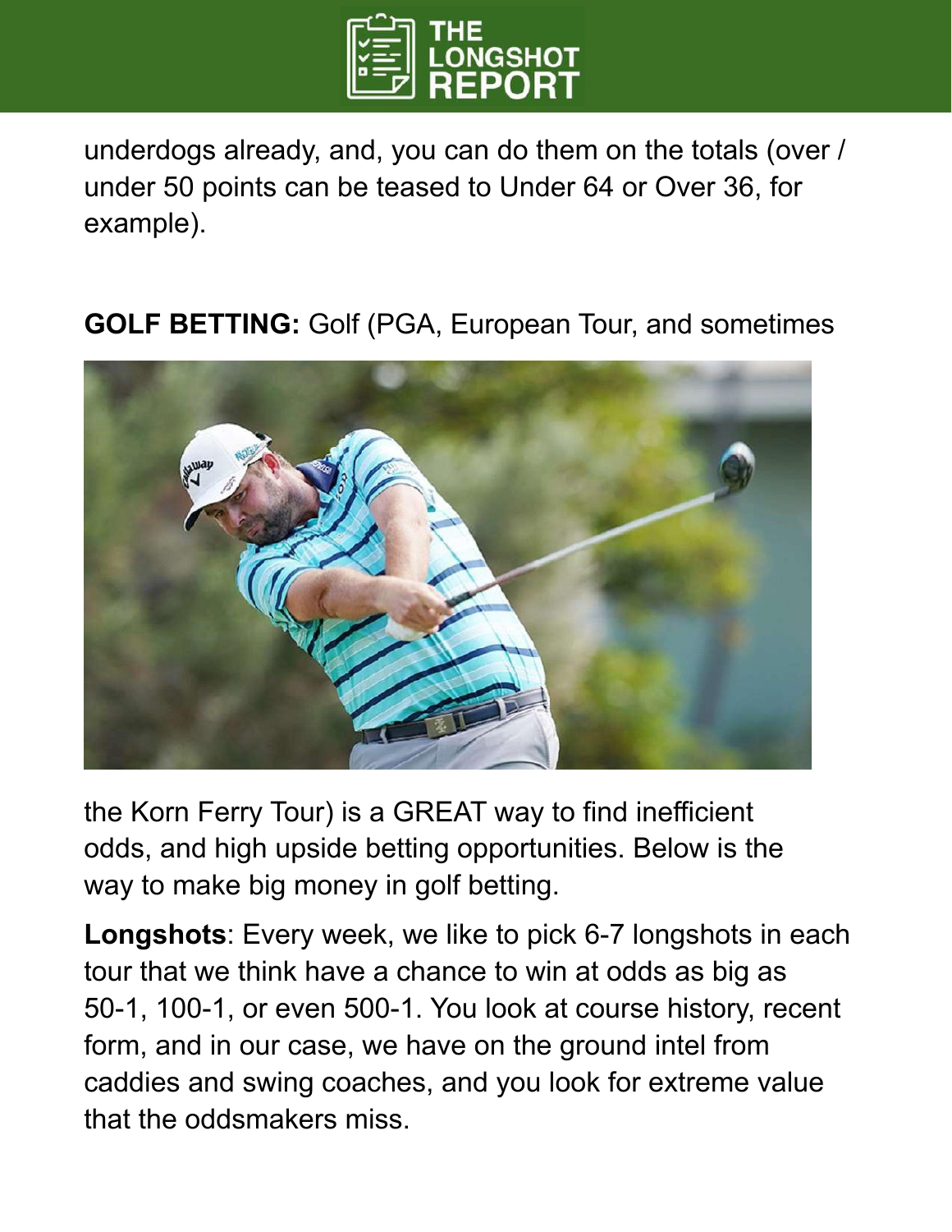underdogs already, and, you can do them on the totals (over / under 50 points can be teased to Under 64 or Over 36, for example).

**GOLF BETTING:** Golf (PGA, European Tour, and sometimes the Korn Ferry Tour) is a GREAT way to find inefficient odds, and high upside betting opportunities. Below is the way to make big money in golf betting.

**Longshots**: Every week, we like to pick 6-7 longshots in each tour that we think have a chance to win at odds as big as 50-1, 100-1, or even 500-1. You look at course history, recent form, and in our case, we have on the ground intel from caddies and swing coaches, and you look for extreme value that the oddsmakers miss.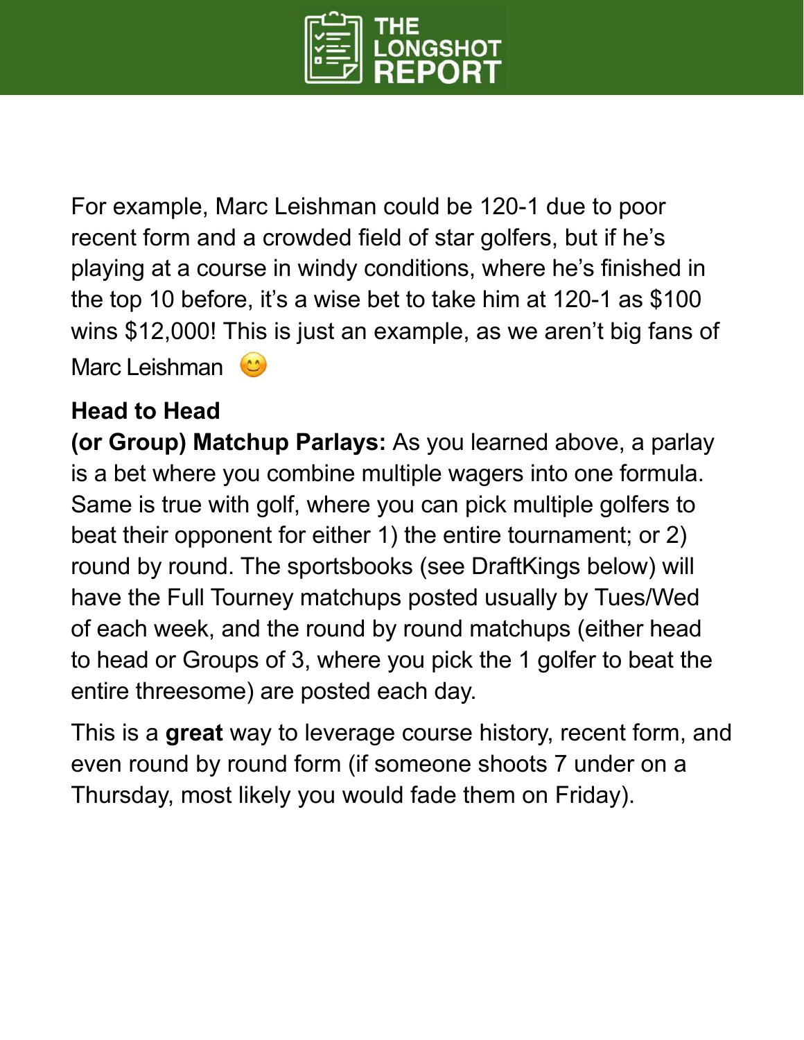For example, Marc Leishman could be 120-1 due to poor recent form and a crowded field of star golfers, but if he's playing at a course in windy conditions, where he's finished in the top 10 before, it's a wise bet to take him at 120-1 as $100 wins $12,000! This is just an example, as we aren't big fans of Marc Leishman 😊

**Head to Head (or Group) Matchup Parlays:** As you learned above, a parlay is a bet where you combine multiple wagers into one formula. Same is true with golf, where you can pick multiple golfers to beat their opponent for either 1) the entire tournament; or 2) round by round. The sportsbooks (see DraftKings below) will have the Full Tourney matchups posted usually by Tues/Wed of each week, and the round by round matchups (either head to head or Groups of 3, where you pick the 1 golfer to beat the entire threesome) are posted each day.

This is a **great** way to leverage course history, recent form, and even round by round form (if someone shoots 7 under on a Thursday, most likely you would fade them on Friday).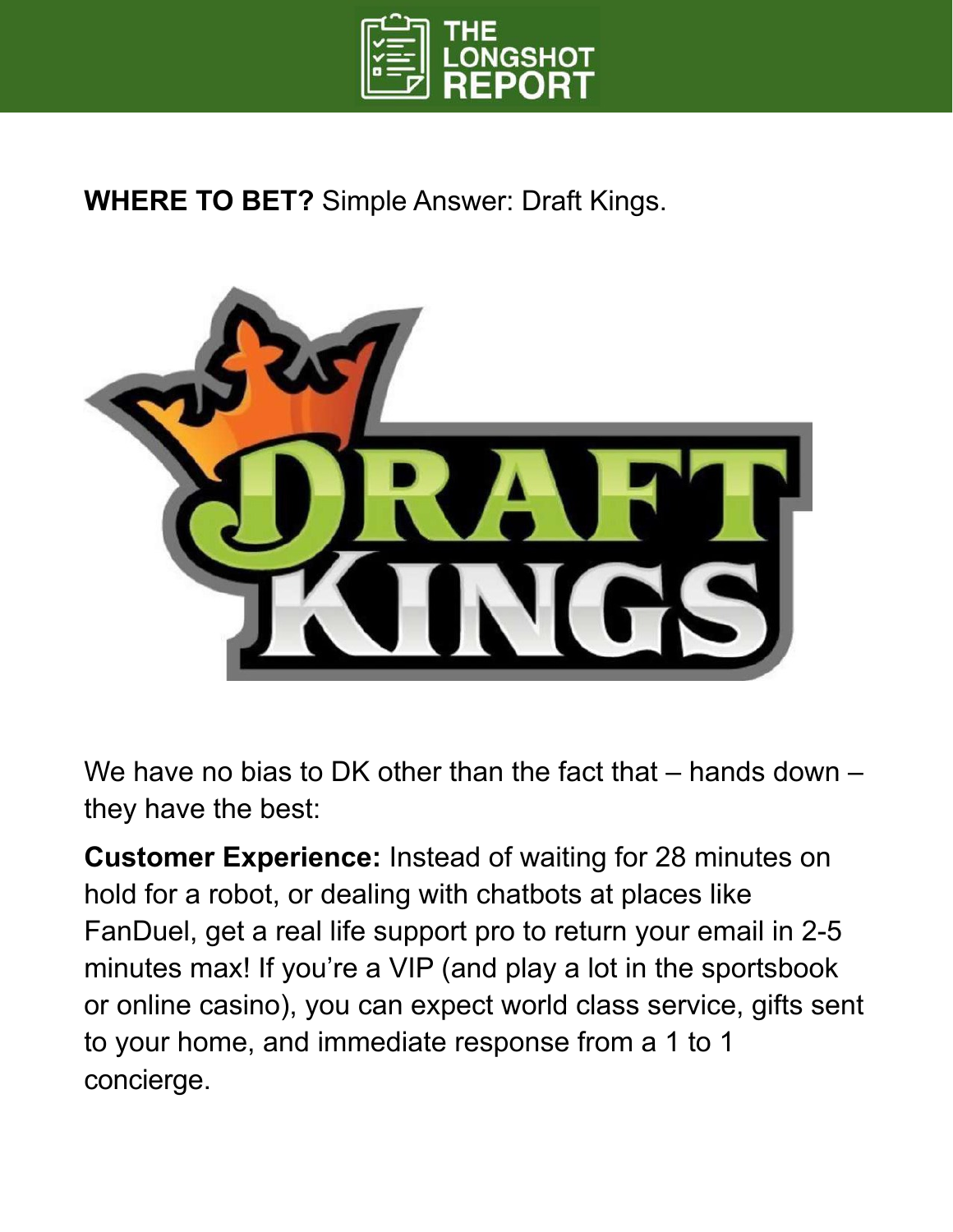**WHERE TO BET?** Simple Answer: Draft Kings.

We have no bias to DK other than the fact that – hands down – they have the best:

**Customer Experience:** Instead of waiting for 28 minutes on hold for a robot, or dealing with chatbots at places like FanDuel, get a real life support pro to return your email in 2-5 minutes max! If you're a VIP (and play a lot in the sportsbook or online casino), you can expect world class service, gifts sent to your home, and immediate response from a 1 to 1 concierge.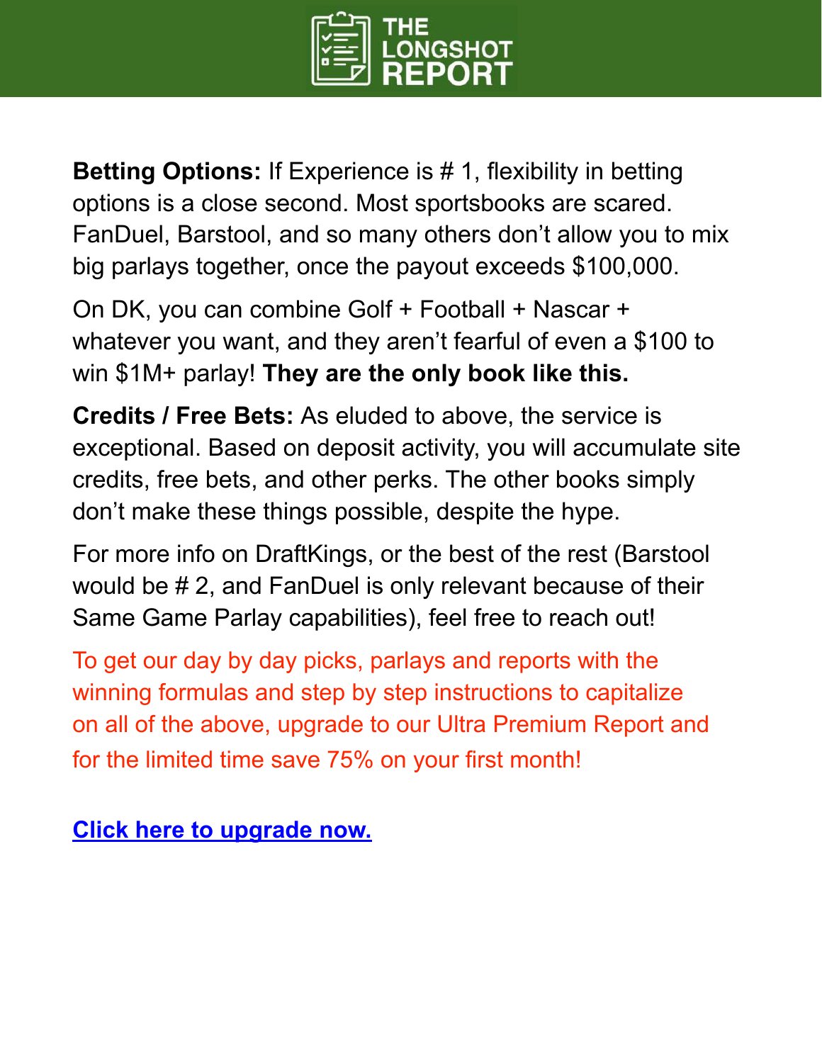**Betting Options:** If Experience is # 1, flexibility in betting options is a close second. Most sportsbooks are scared. FanDuel, Barstool, and so many others don't allow you to mix big parlays together, once the payout exceeds $100,000.

On DK, you can combine Golf + Football + Nascar + whatever you want, and they aren't fearful of even a $100 to win $1M+ parlay! **They are the only book like this.**

**Credits / Free Bets:** As eluded to above, the service is exceptional. Based on deposit activity, you will accumulate site credits, free bets, and other perks. The other books simply don't make these things possible, despite the hype.

For more info on DraftKings, or the best of the rest (Barstool would be # 2, and FanDuel is only relevant because of their Same Game Parlay capabilities), feel free to reach out!

To get our day by day picks, parlays and reports with the winning formulas and step by step instructions to capitalize on all of the above, upgrade to our Ultra Premium Report and for the limited time save 75% on your first month!

**Click here to upgrade now.**